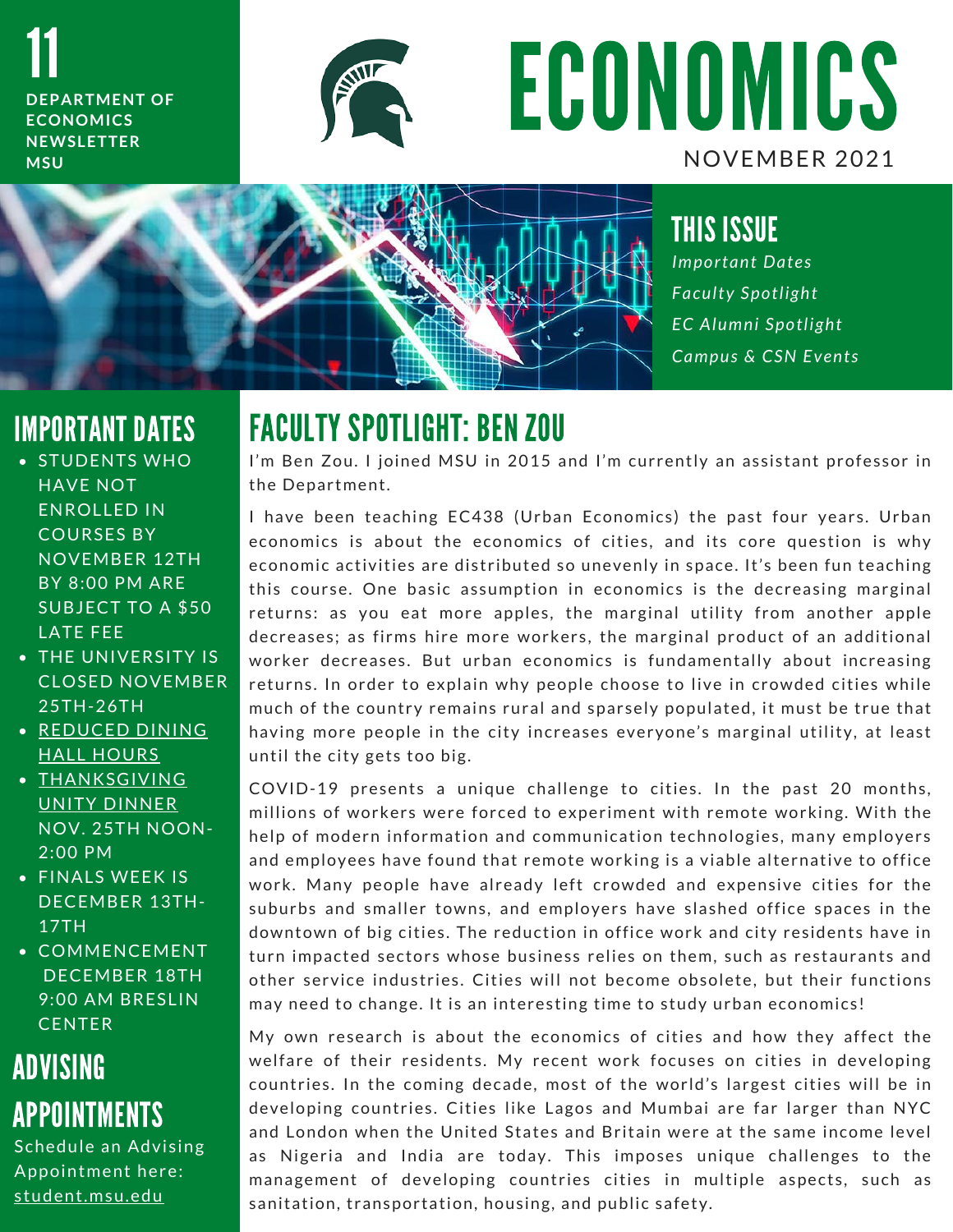11

**DEPARTMENT OF ECONOMICS NEWSLETTER MSU**

# ECONOMICS

NOVEMBER 2021

## THIS ISSUE

*Important Dates*
*Faculty Spotlight*
*EC Alumni Spotlight*
*Campus & CSN Events*

## IMPORTANT DATES

- STUDENTS WHO HAVE NOT ENROLLED IN COURSES BY NOVEMBER 12TH BY 8:00 PM ARE SUBJECT TO A $50 LATE FEE
- THE UNIVERSITY IS CLOSED NOVEMBER 25TH-26TH
- REDUCED DINING HALL HOURS
- THANKSGIVING UNITY DINNER NOV. 25TH NOON-2:00 PM
- FINALS WEEK IS DECEMBER 13TH-17TH
- COMMENCEMENT DECEMBER 18TH 9:00 AM BRESLIN CENTER

## ADVISING APPOINTMENTS

Schedule an Advising Appointment here: student.msu.edu

## FACULTY SPOTLIGHT: BEN ZOU

I'm Ben Zou. I joined MSU in 2015 and I'm currently an assistant professor in the Department.

I have been teaching EC438 (Urban Economics) the past four years. Urban economics is about the economics of cities, and its core question is why economic activities are distributed so unevenly in space. It's been fun teaching this course. One basic assumption in economics is the decreasing marginal returns: as you eat more apples, the marginal utility from another apple decreases; as firms hire more workers, the marginal product of an additional worker decreases. But urban economics is fundamentally about increasing returns. In order to explain why people choose to live in crowded cities while much of the country remains rural and sparsely populated, it must be true that having more people in the city increases everyone's marginal utility, at least until the city gets too big.

COVID-19 presents a unique challenge to cities. In the past 20 months, millions of workers were forced to experiment with remote working. With the help of modern information and communication technologies, many employers and employees have found that remote working is a viable alternative to office work. Many people have already left crowded and expensive cities for the suburbs and smaller towns, and employers have slashed office spaces in the downtown of big cities. The reduction in office work and city residents have in turn impacted sectors whose business relies on them, such as restaurants and other service industries. Cities will not become obsolete, but their functions may need to change. It is an interesting time to study urban economics!

My own research is about the economics of cities and how they affect the welfare of their residents. My recent work focuses on cities in developing countries. In the coming decade, most of the world's largest cities will be in developing countries. Cities like Lagos and Mumbai are far larger than NYC and London when the United States and Britain were at the same income level as Nigeria and India are today. This imposes unique challenges to the management of developing countries cities in multiple aspects, such as sanitation, transportation, housing, and public safety.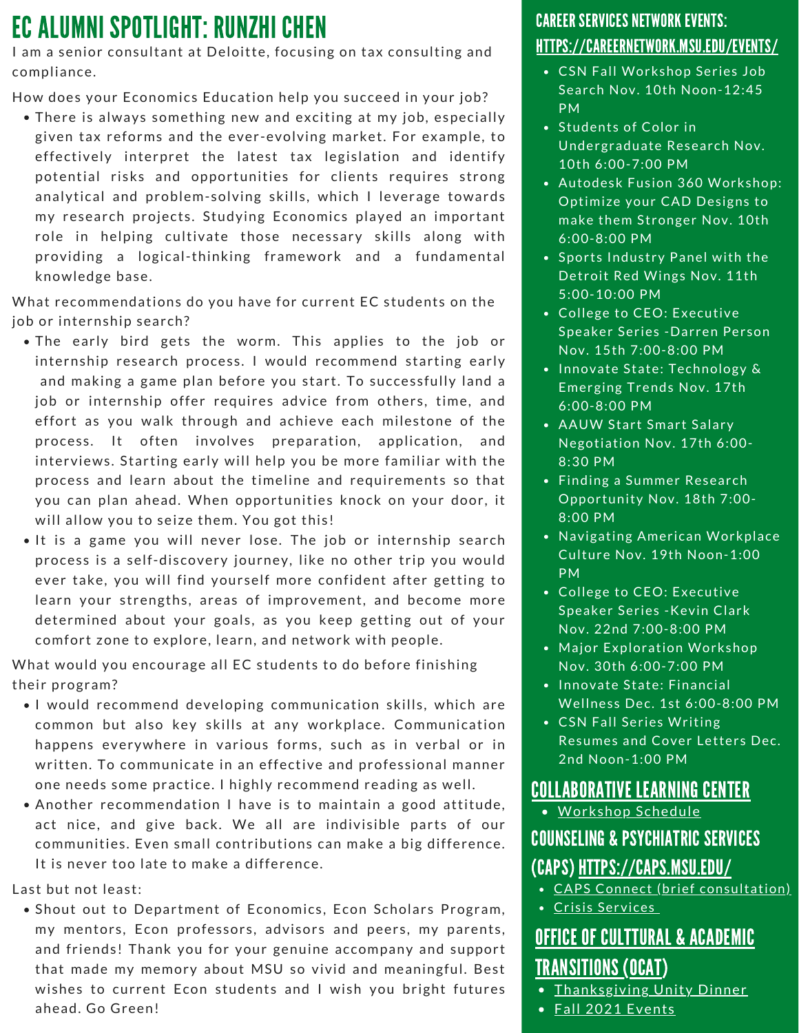# EC ALUMNI SPOTLIGHT: RUNZHI CHEN

I am a senior consultant at Deloitte, focusing on tax consulting and compliance.

How does your Economics Education help you succeed in your job?

- There is always something new and exciting at my job, especially given tax reforms and the ever-evolving market. For example, to effectively interpret the latest tax legislation and identify potential risks and opportunities for clients requires strong analytical and problem-solving skills, which I leverage towards my research projects. Studying Economics played an important role in helping cultivate those necessary skills along with providing a logical-thinking framework and a fundamental knowledge base.

What recommendations do you have for current EC students on the job or internship search?

- The early bird gets the worm. This applies to the job or internship research process. I would recommend starting early and making a game plan before you start. To successfully land a job or internship offer requires advice from others, time, and effort as you walk through and achieve each milestone of the process. It often involves preparation, application, and interviews. Starting early will help you be more familiar with the process and learn about the timeline and requirements so that you can plan ahead. When opportunities knock on your door, it will allow you to seize them. You got this!
- It is a game you will never lose. The job or internship search process is a self-discovery journey, like no other trip you would ever take, you will find yourself more confident after getting to learn your strengths, areas of improvement, and become more determined about your goals, as you keep getting out of your comfort zone to explore, learn, and network with people.

What would you encourage all EC students to do before finishing their program?

- I would recommend developing communication skills, which are common but also key skills at any workplace. Communication happens everywhere in various forms, such as in verbal or in written. To communicate in an effective and professional manner one needs some practice. I highly recommend reading as well.
- Another recommendation I have is to maintain a good attitude, act nice, and give back. We all are indivisible parts of our communities. Even small contributions can make a big difference. It is never too late to make a difference.

Last but not least:

- Shout out to Department of Economics, Econ Scholars Program, my mentors, Econ professors, advisors and peers, my parents, and friends! Thank you for your genuine accompany and support that made my memory about MSU so vivid and meaningful. Best wishes to current Econ students and I wish you bright futures ahead. Go Green!

## CAREER SERVICES NETWORK EVENTS: HTTPS://CAREERNETWORK.MSU.EDU/EVENTS/

- CSN Fall Workshop Series Job Search Nov. 10th Noon-12:45 PM
- Students of Color in Undergraduate Research Nov. 10th 6:00-7:00 PM
- Autodesk Fusion 360 Workshop: Optimize your CAD Designs to make them Stronger Nov. 10th 6:00-8:00 PM
- Sports Industry Panel with the Detroit Red Wings Nov. 11th 5:00-10:00 PM
- College to CEO: Executive Speaker Series -Darren Person Nov. 15th 7:00-8:00 PM
- Innovate State: Technology & Emerging Trends Nov. 17th 6:00-8:00 PM
- AAUW Start Smart Salary Negotiation Nov. 17th 6:00-8:30 PM
- Finding a Summer Research Opportunity Nov. 18th 7:00-8:00 PM
- Navigating American Workplace Culture Nov. 19th Noon-1:00 PM
- College to CEO: Executive Speaker Series -Kevin Clark Nov. 22nd 7:00-8:00 PM
- Major Exploration Workshop Nov. 30th 6:00-7:00 PM
- Innovate State: Financial Wellness Dec. 1st 6:00-8:00 PM
- CSN Fall Series Writing Resumes and Cover Letters Dec. 2nd Noon-1:00 PM

## COLLABORATIVE LEARNING CENTER

- Workshop Schedule

## COUNSELING & PSYCHIATRIC SERVICES (CAPS) HTTPS://CAPS.MSU.EDU/

- CAPS Connect (brief consultation)
- Crisis Services

## OFFICE OF CULLTURAL & ACADEMIC TRANSITIONS (OCAT)

- Thanksgiving Unity Dinner
- Fall 2021 Events